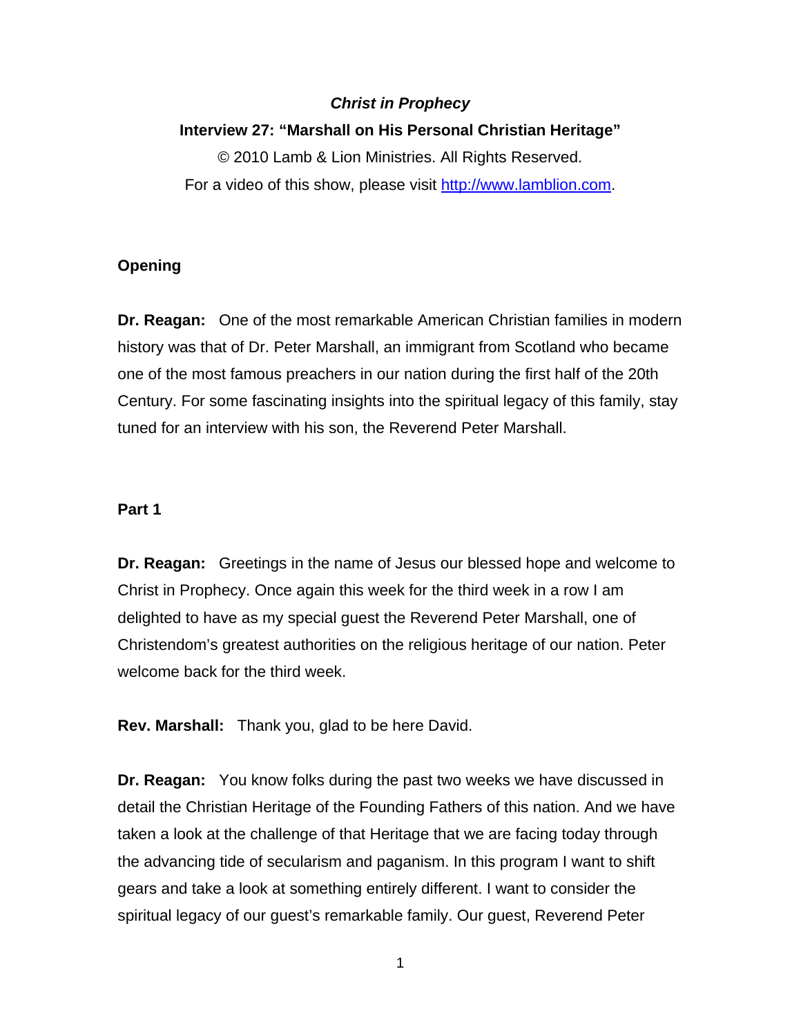***Christ in Prophecy***

**Interview 27: "Marshall on His Personal Christian Heritage"**

© 2010 Lamb & Lion Ministries. All Rights Reserved.

For a video of this show, please visit [http://www.lamblion.com](http://www.lamblion.com).

**Opening**

**Dr. Reagan:** One of the most remarkable American Christian families in modern history was that of Dr. Peter Marshall, an immigrant from Scotland who became one of the most famous preachers in our nation during the first half of the 20th Century. For some fascinating insights into the spiritual legacy of this family, stay tuned for an interview with his son, the Reverend Peter Marshall.

**Part 1**

**Dr. Reagan:** Greetings in the name of Jesus our blessed hope and welcome to Christ in Prophecy. Once again this week for the third week in a row I am delighted to have as my special guest the Reverend Peter Marshall, one of Christendom's greatest authorities on the religious heritage of our nation. Peter welcome back for the third week.

**Rev. Marshall:** Thank you, glad to be here David.

**Dr. Reagan:** You know folks during the past two weeks we have discussed in detail the Christian Heritage of the Founding Fathers of this nation. And we have taken a look at the challenge of that Heritage that we are facing today through the advancing tide of secularism and paganism. In this program I want to shift gears and take a look at something entirely different. I want to consider the spiritual legacy of our guest's remarkable family. Our guest, Reverend Peter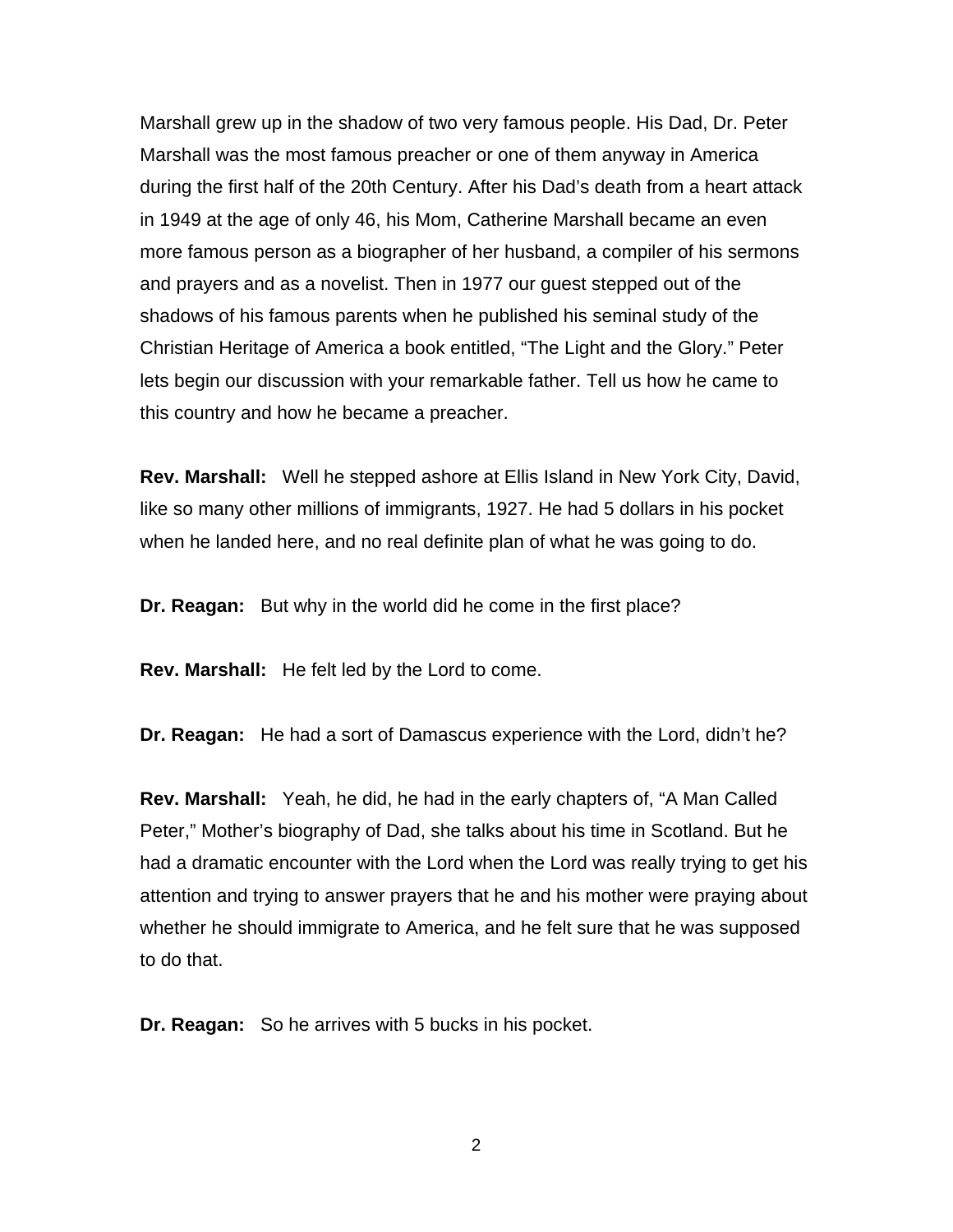Marshall grew up in the shadow of two very famous people. His Dad, Dr. Peter Marshall was the most famous preacher or one of them anyway in America during the first half of the 20th Century. After his Dad's death from a heart attack in 1949 at the age of only 46, his Mom, Catherine Marshall became an even more famous person as a biographer of her husband, a compiler of his sermons and prayers and as a novelist. Then in 1977 our guest stepped out of the shadows of his famous parents when he published his seminal study of the Christian Heritage of America a book entitled, "The Light and the Glory." Peter lets begin our discussion with your remarkable father. Tell us how he came to this country and how he became a preacher.

**Rev. Marshall:** Well he stepped ashore at Ellis Island in New York City, David, like so many other millions of immigrants, 1927. He had 5 dollars in his pocket when he landed here, and no real definite plan of what he was going to do.

**Dr. Reagan:** But why in the world did he come in the first place?

**Rev. Marshall:** He felt led by the Lord to come.

**Dr. Reagan:** He had a sort of Damascus experience with the Lord, didn't he?

**Rev. Marshall:** Yeah, he did, he had in the early chapters of, "A Man Called Peter," Mother's biography of Dad, she talks about his time in Scotland. But he had a dramatic encounter with the Lord when the Lord was really trying to get his attention and trying to answer prayers that he and his mother were praying about whether he should immigrate to America, and he felt sure that he was supposed to do that.

**Dr. Reagan:** So he arrives with 5 bucks in his pocket.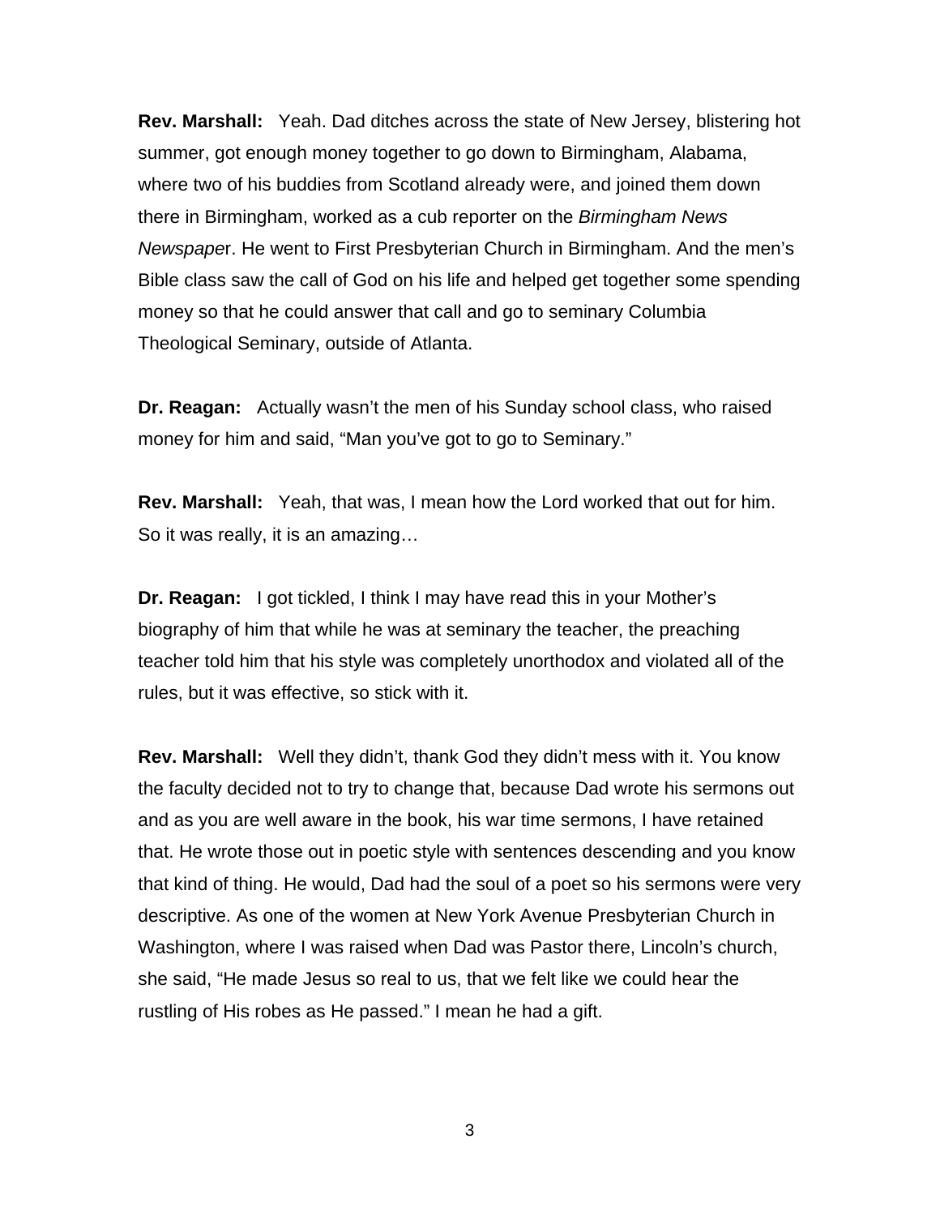**Rev. Marshall:** Yeah. Dad ditches across the state of New Jersey, blistering hot summer, got enough money together to go down to Birmingham, Alabama, where two of his buddies from Scotland already were, and joined them down there in Birmingham, worked as a cub reporter on the *Birmingham News Newspape*r. He went to First Presbyterian Church in Birmingham. And the men's Bible class saw the call of God on his life and helped get together some spending money so that he could answer that call and go to seminary Columbia Theological Seminary, outside of Atlanta.

**Dr. Reagan:** Actually wasn't the men of his Sunday school class, who raised money for him and said, "Man you've got to go to Seminary."

**Rev. Marshall:** Yeah, that was, I mean how the Lord worked that out for him. So it was really, it is an amazing…

**Dr. Reagan:** I got tickled, I think I may have read this in your Mother's biography of him that while he was at seminary the teacher, the preaching teacher told him that his style was completely unorthodox and violated all of the rules, but it was effective, so stick with it.

**Rev. Marshall:** Well they didn't, thank God they didn't mess with it. You know the faculty decided not to try to change that, because Dad wrote his sermons out and as you are well aware in the book, his war time sermons, I have retained that. He wrote those out in poetic style with sentences descending and you know that kind of thing. He would, Dad had the soul of a poet so his sermons were very descriptive. As one of the women at New York Avenue Presbyterian Church in Washington, where I was raised when Dad was Pastor there, Lincoln's church, she said, "He made Jesus so real to us, that we felt like we could hear the rustling of His robes as He passed." I mean he had a gift.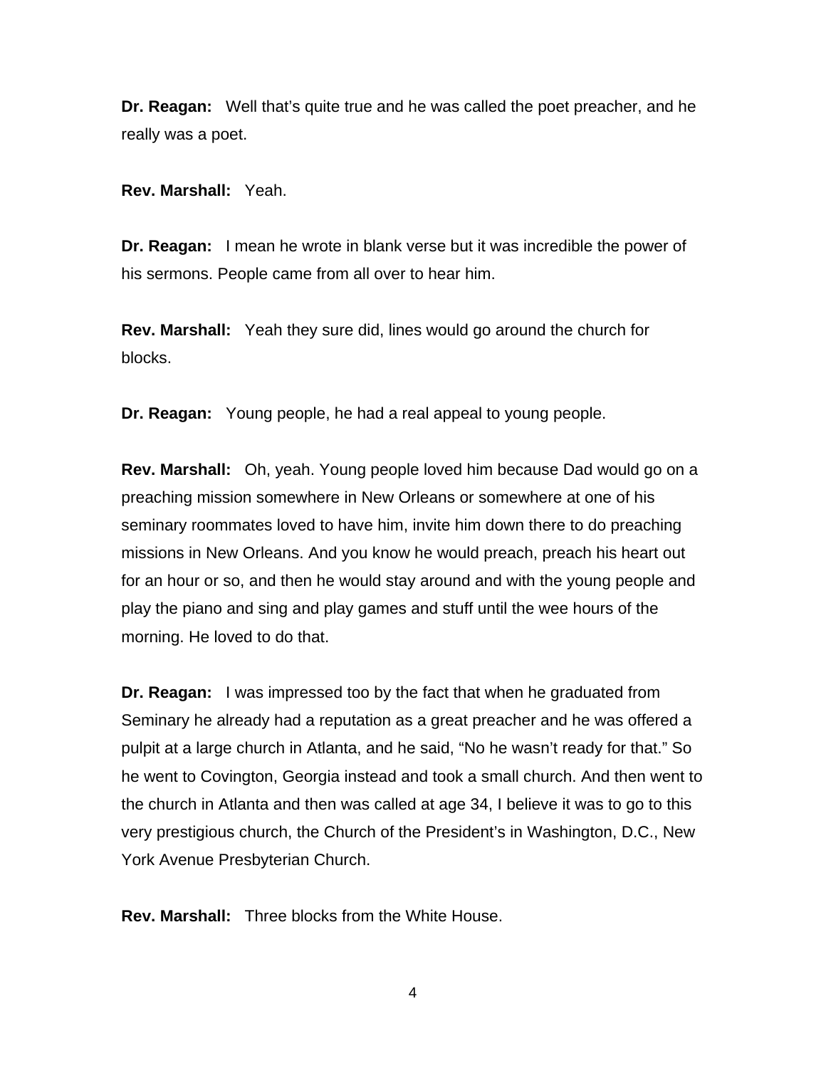**Dr. Reagan:** Well that's quite true and he was called the poet preacher, and he really was a poet.

**Rev. Marshall:** Yeah.

**Dr. Reagan:** I mean he wrote in blank verse but it was incredible the power of his sermons. People came from all over to hear him.

**Rev. Marshall:** Yeah they sure did, lines would go around the church for blocks.

**Dr. Reagan:** Young people, he had a real appeal to young people.

**Rev. Marshall:** Oh, yeah. Young people loved him because Dad would go on a preaching mission somewhere in New Orleans or somewhere at one of his seminary roommates loved to have him, invite him down there to do preaching missions in New Orleans. And you know he would preach, preach his heart out for an hour or so, and then he would stay around and with the young people and play the piano and sing and play games and stuff until the wee hours of the morning. He loved to do that.

**Dr. Reagan:** I was impressed too by the fact that when he graduated from Seminary he already had a reputation as a great preacher and he was offered a pulpit at a large church in Atlanta, and he said, "No he wasn't ready for that." So he went to Covington, Georgia instead and took a small church. And then went to the church in Atlanta and then was called at age 34, I believe it was to go to this very prestigious church, the Church of the President's in Washington, D.C., New York Avenue Presbyterian Church.

**Rev. Marshall:** Three blocks from the White House.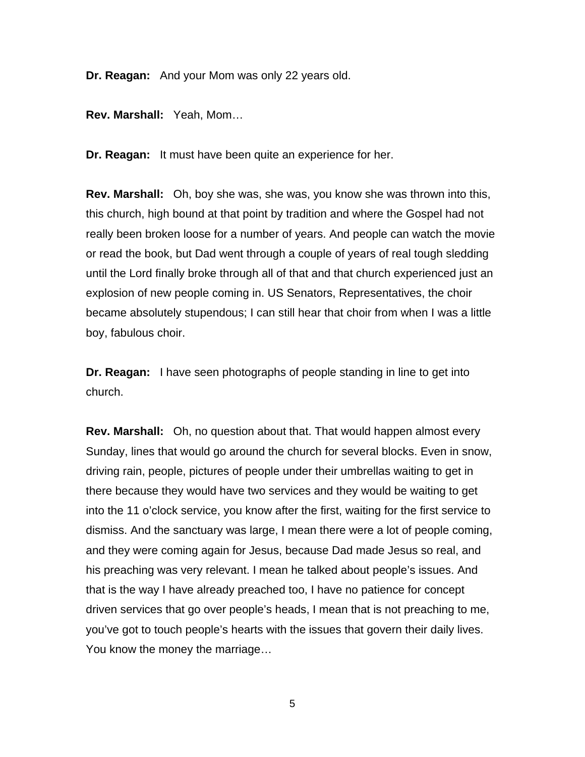**Dr. Reagan:** And your Mom was only 22 years old.

**Rev. Marshall:** Yeah, Mom…

**Dr. Reagan:** It must have been quite an experience for her.

**Rev. Marshall:** Oh, boy she was, she was, you know she was thrown into this, this church, high bound at that point by tradition and where the Gospel had not really been broken loose for a number of years. And people can watch the movie or read the book, but Dad went through a couple of years of real tough sledding until the Lord finally broke through all of that and that church experienced just an explosion of new people coming in. US Senators, Representatives, the choir became absolutely stupendous; I can still hear that choir from when I was a little boy, fabulous choir.

**Dr. Reagan:** I have seen photographs of people standing in line to get into church.

**Rev. Marshall:** Oh, no question about that. That would happen almost every Sunday, lines that would go around the church for several blocks. Even in snow, driving rain, people, pictures of people under their umbrellas waiting to get in there because they would have two services and they would be waiting to get into the 11 o'clock service, you know after the first, waiting for the first service to dismiss. And the sanctuary was large, I mean there were a lot of people coming, and they were coming again for Jesus, because Dad made Jesus so real, and his preaching was very relevant. I mean he talked about people's issues. And that is the way I have already preached too, I have no patience for concept driven services that go over people's heads, I mean that is not preaching to me, you've got to touch people's hearts with the issues that govern their daily lives. You know the money the marriage…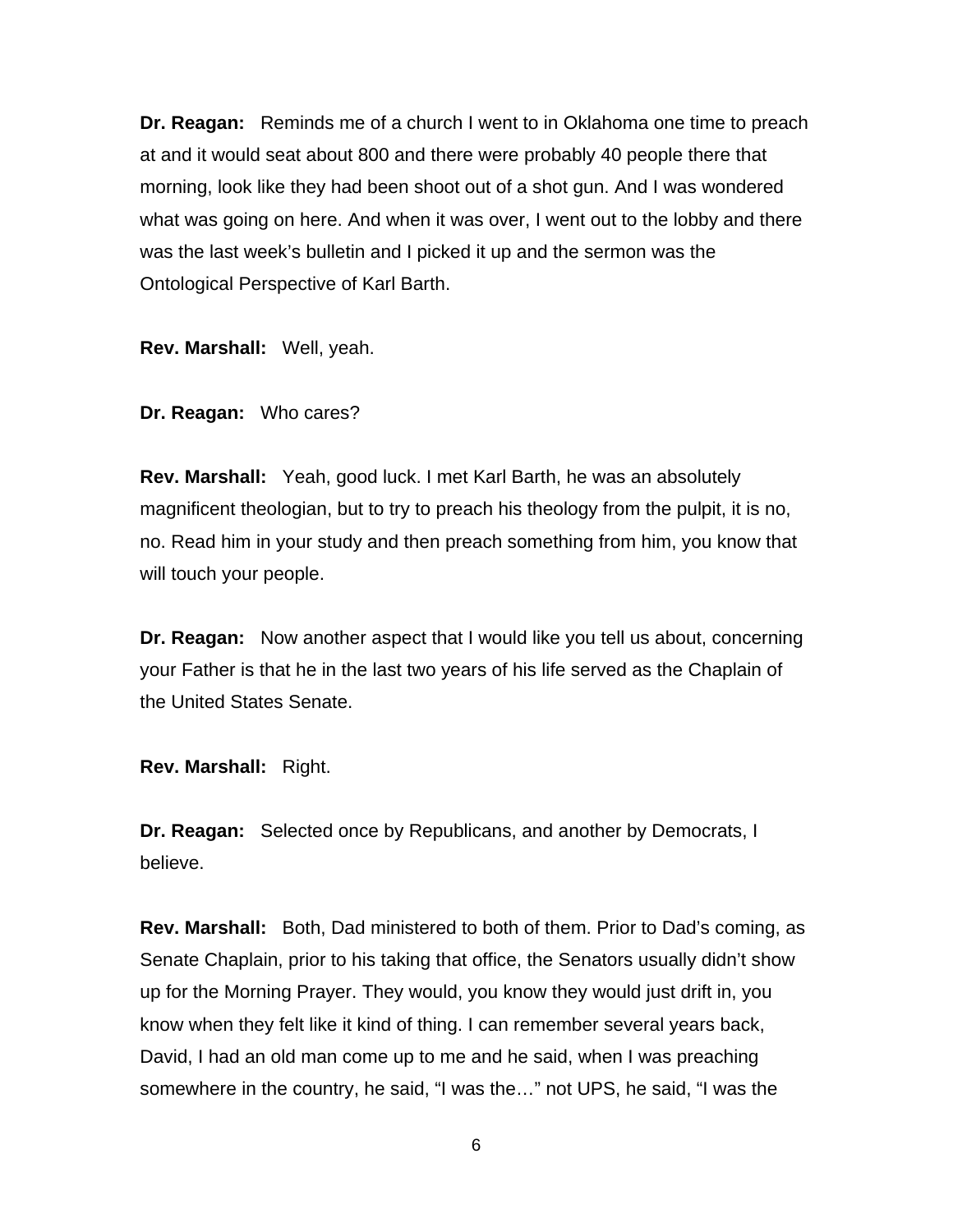**Dr. Reagan:** Reminds me of a church I went to in Oklahoma one time to preach at and it would seat about 800 and there were probably 40 people there that morning, look like they had been shoot out of a shot gun. And I was wondered what was going on here. And when it was over, I went out to the lobby and there was the last week's bulletin and I picked it up and the sermon was the Ontological Perspective of Karl Barth.

**Rev. Marshall:** Well, yeah.

**Dr. Reagan:** Who cares?

**Rev. Marshall:** Yeah, good luck. I met Karl Barth, he was an absolutely magnificent theologian, but to try to preach his theology from the pulpit, it is no, no. Read him in your study and then preach something from him, you know that will touch your people.

**Dr. Reagan:** Now another aspect that I would like you tell us about, concerning your Father is that he in the last two years of his life served as the Chaplain of the United States Senate.

**Rev. Marshall:** Right.

**Dr. Reagan:** Selected once by Republicans, and another by Democrats, I believe.

**Rev. Marshall:** Both, Dad ministered to both of them. Prior to Dad's coming, as Senate Chaplain, prior to his taking that office, the Senators usually didn't show up for the Morning Prayer. They would, you know they would just drift in, you know when they felt like it kind of thing. I can remember several years back, David, I had an old man come up to me and he said, when I was preaching somewhere in the country, he said, "I was the…" not UPS, he said, "I was the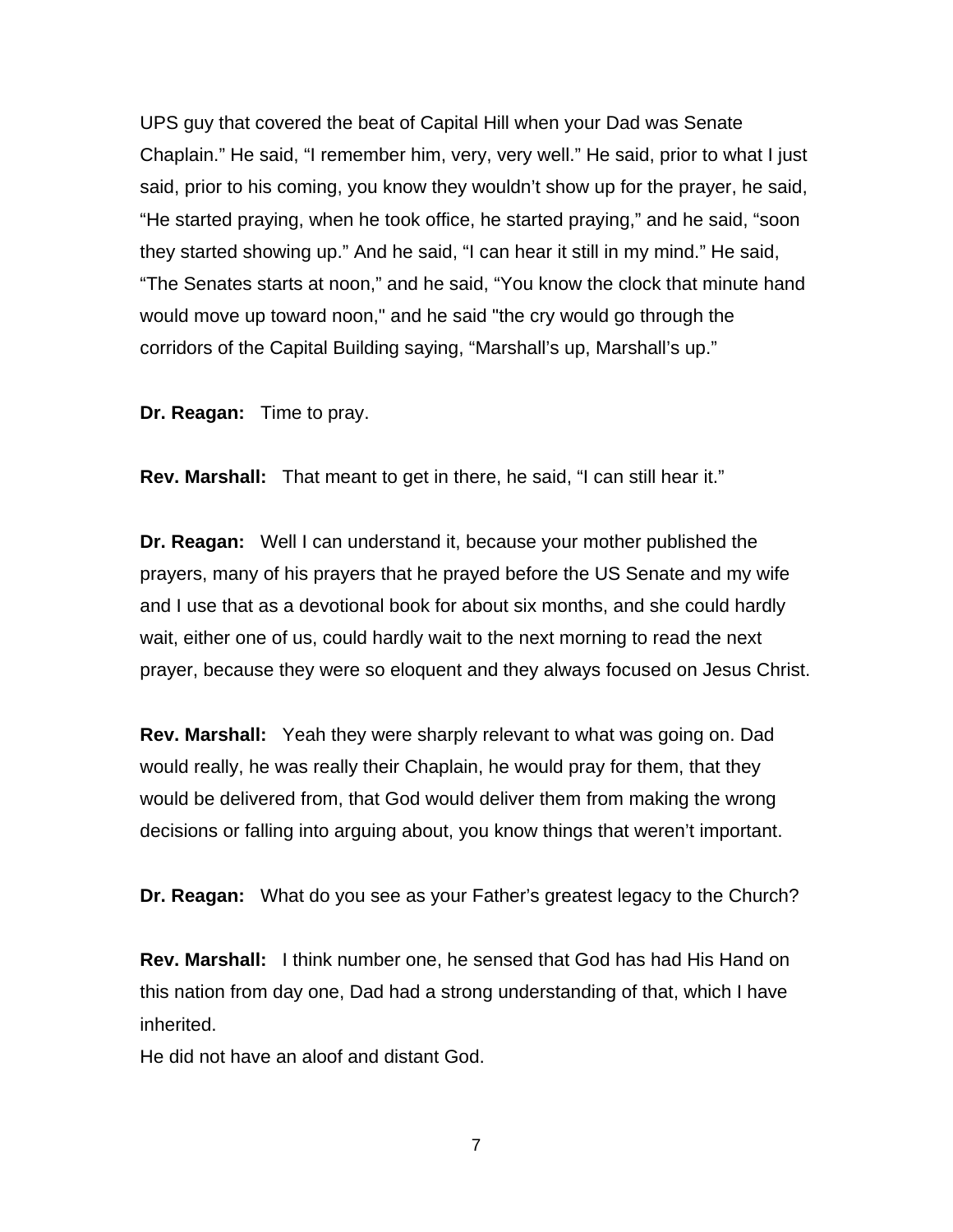UPS guy that covered the beat of Capital Hill when your Dad was Senate Chaplain." He said, "I remember him, very, very well." He said, prior to what I just said, prior to his coming, you know they wouldn't show up for the prayer, he said, "He started praying, when he took office, he started praying," and he said, "soon they started showing up." And he said, "I can hear it still in my mind." He said, "The Senates starts at noon," and he said, "You know the clock that minute hand would move up toward noon," and he said "the cry would go through the corridors of the Capital Building saying, "Marshall's up, Marshall's up."

**Dr. Reagan:** Time to pray.

**Rev. Marshall:** That meant to get in there, he said, "I can still hear it."

**Dr. Reagan:** Well I can understand it, because your mother published the prayers, many of his prayers that he prayed before the US Senate and my wife and I use that as a devotional book for about six months, and she could hardly wait, either one of us, could hardly wait to the next morning to read the next prayer, because they were so eloquent and they always focused on Jesus Christ.

**Rev. Marshall:** Yeah they were sharply relevant to what was going on. Dad would really, he was really their Chaplain, he would pray for them, that they would be delivered from, that God would deliver them from making the wrong decisions or falling into arguing about, you know things that weren't important.

**Dr. Reagan:** What do you see as your Father's greatest legacy to the Church?

**Rev. Marshall:** I think number one, he sensed that God has had His Hand on this nation from day one, Dad had a strong understanding of that, which I have inherited.
He did not have an aloof and distant God.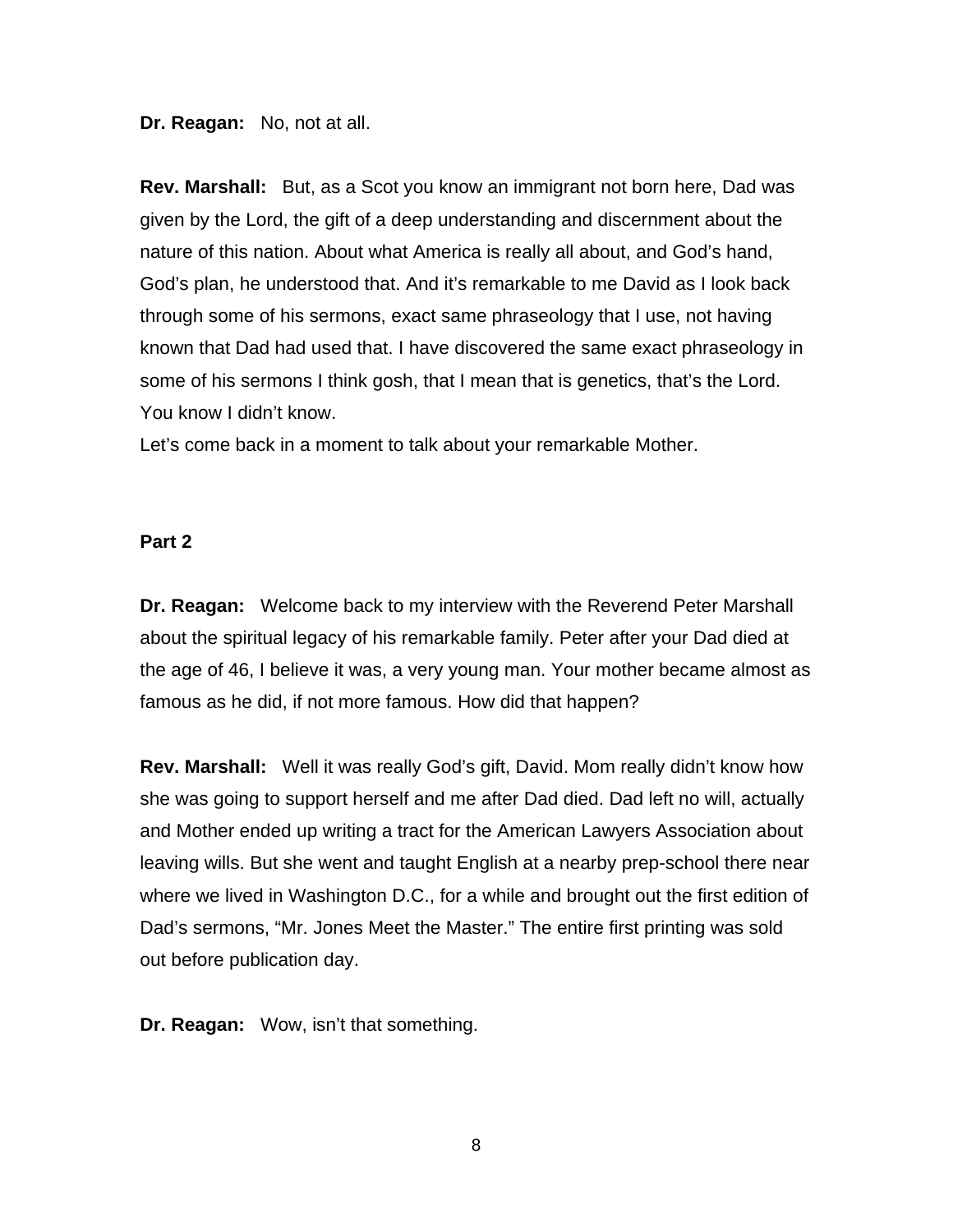**Dr. Reagan:** No, not at all.

**Rev. Marshall:** But, as a Scot you know an immigrant not born here, Dad was given by the Lord, the gift of a deep understanding and discernment about the nature of this nation. About what America is really all about, and God's hand, God's plan, he understood that. And it's remarkable to me David as I look back through some of his sermons, exact same phraseology that I use, not having known that Dad had used that. I have discovered the same exact phraseology in some of his sermons I think gosh, that I mean that is genetics, that's the Lord. You know I didn't know.
Let's come back in a moment to talk about your remarkable Mother.

**Part 2**

**Dr. Reagan:** Welcome back to my interview with the Reverend Peter Marshall about the spiritual legacy of his remarkable family. Peter after your Dad died at the age of 46, I believe it was, a very young man. Your mother became almost as famous as he did, if not more famous. How did that happen?

**Rev. Marshall:** Well it was really God's gift, David. Mom really didn't know how she was going to support herself and me after Dad died. Dad left no will, actually and Mother ended up writing a tract for the American Lawyers Association about leaving wills. But she went and taught English at a nearby prep-school there near where we lived in Washington D.C., for a while and brought out the first edition of Dad's sermons, "Mr. Jones Meet the Master." The entire first printing was sold out before publication day.

**Dr. Reagan:** Wow, isn't that something.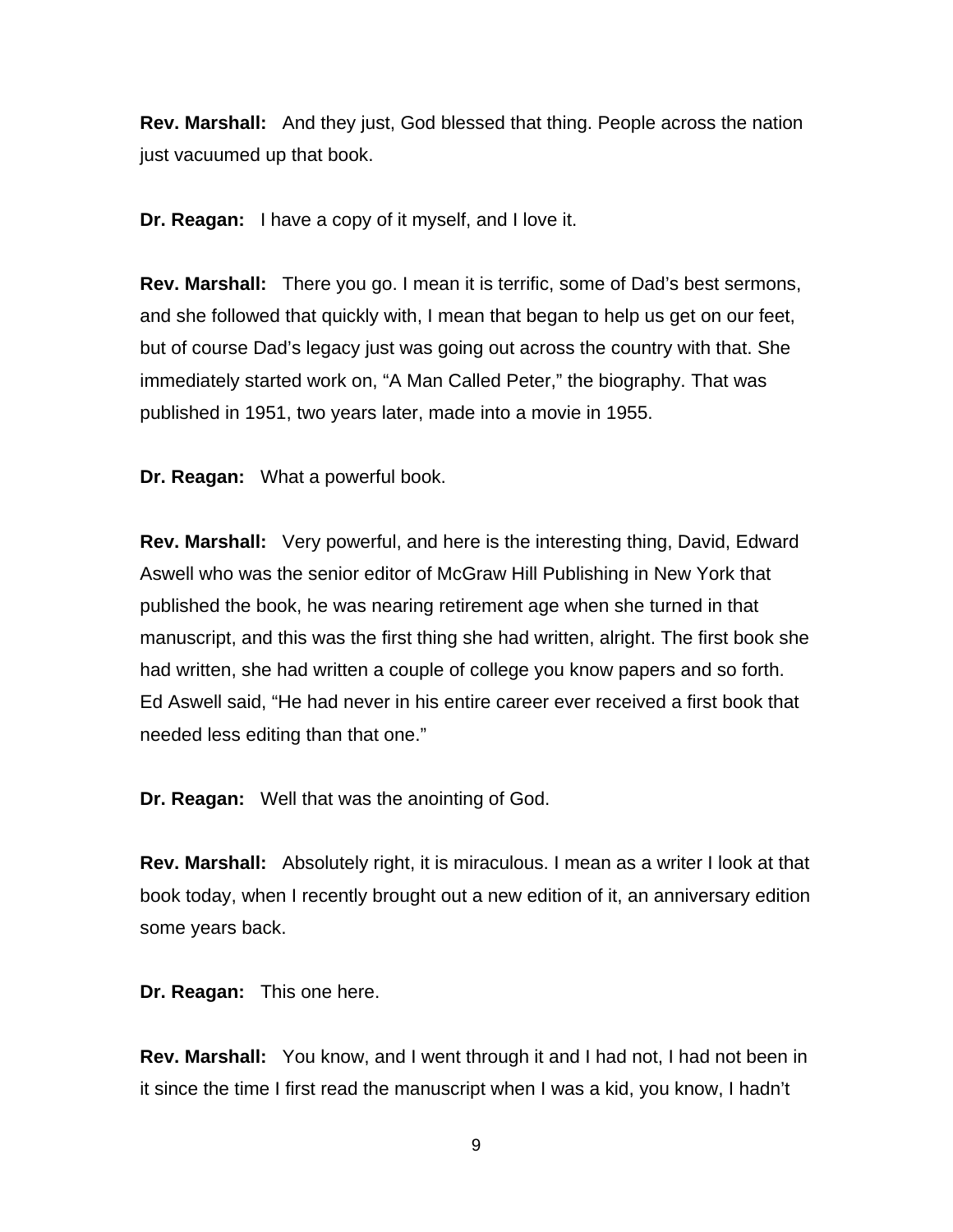**Rev. Marshall:** And they just, God blessed that thing. People across the nation just vacuumed up that book.

**Dr. Reagan:** I have a copy of it myself, and I love it.

**Rev. Marshall:** There you go. I mean it is terrific, some of Dad's best sermons, and she followed that quickly with, I mean that began to help us get on our feet, but of course Dad's legacy just was going out across the country with that. She immediately started work on, "A Man Called Peter," the biography. That was published in 1951, two years later, made into a movie in 1955.

**Dr. Reagan:** What a powerful book.

**Rev. Marshall:** Very powerful, and here is the interesting thing, David, Edward Aswell who was the senior editor of McGraw Hill Publishing in New York that published the book, he was nearing retirement age when she turned in that manuscript, and this was the first thing she had written, alright. The first book she had written, she had written a couple of college you know papers and so forth. Ed Aswell said, "He had never in his entire career ever received a first book that needed less editing than that one."

**Dr. Reagan:** Well that was the anointing of God.

**Rev. Marshall:** Absolutely right, it is miraculous. I mean as a writer I look at that book today, when I recently brought out a new edition of it, an anniversary edition some years back.

**Dr. Reagan:** This one here.

**Rev. Marshall:** You know, and I went through it and I had not, I had not been in it since the time I first read the manuscript when I was a kid, you know, I hadn't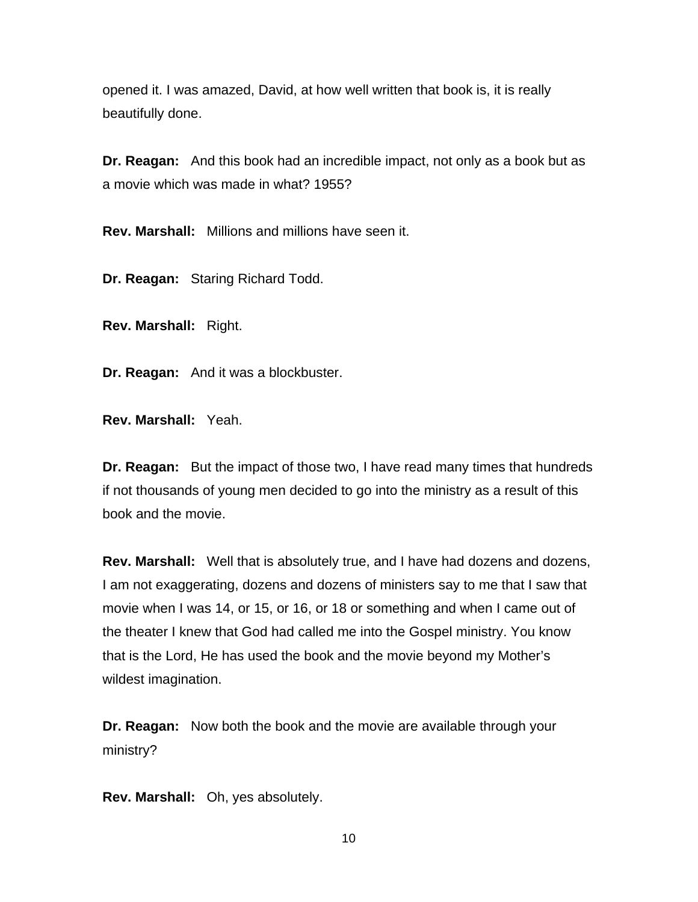opened it. I was amazed, David, at how well written that book is, it is really beautifully done.

**Dr. Reagan:** And this book had an incredible impact, not only as a book but as a movie which was made in what? 1955?

**Rev. Marshall:** Millions and millions have seen it.

**Dr. Reagan:** Staring Richard Todd.

**Rev. Marshall:** Right.

**Dr. Reagan:** And it was a blockbuster.

**Rev. Marshall:** Yeah.

**Dr. Reagan:** But the impact of those two, I have read many times that hundreds if not thousands of young men decided to go into the ministry as a result of this book and the movie.

**Rev. Marshall:** Well that is absolutely true, and I have had dozens and dozens, I am not exaggerating, dozens and dozens of ministers say to me that I saw that movie when I was 14, or 15, or 16, or 18 or something and when I came out of the theater I knew that God had called me into the Gospel ministry. You know that is the Lord, He has used the book and the movie beyond my Mother's wildest imagination.

**Dr. Reagan:** Now both the book and the movie are available through your ministry?

**Rev. Marshall:** Oh, yes absolutely.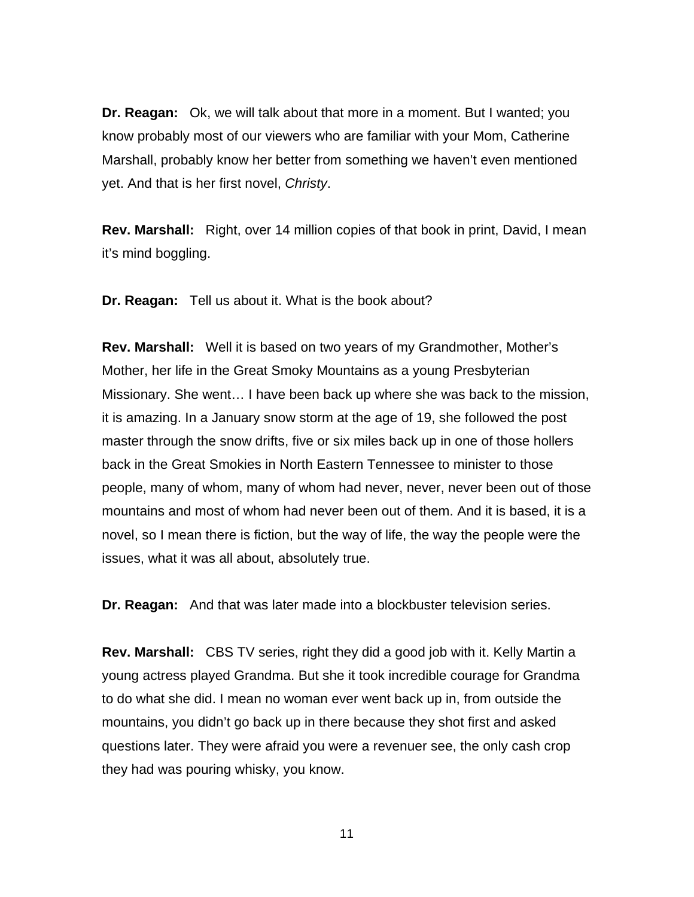**Dr. Reagan:** Ok, we will talk about that more in a moment. But I wanted; you know probably most of our viewers who are familiar with your Mom, Catherine Marshall, probably know her better from something we haven't even mentioned yet. And that is her first novel, *Christy*.

**Rev. Marshall:** Right, over 14 million copies of that book in print, David, I mean it's mind boggling.

**Dr. Reagan:** Tell us about it. What is the book about?

**Rev. Marshall:** Well it is based on two years of my Grandmother, Mother's Mother, her life in the Great Smoky Mountains as a young Presbyterian Missionary. She went… I have been back up where she was back to the mission, it is amazing. In a January snow storm at the age of 19, she followed the post master through the snow drifts, five or six miles back up in one of those hollers back in the Great Smokies in North Eastern Tennessee to minister to those people, many of whom, many of whom had never, never, never been out of those mountains and most of whom had never been out of them. And it is based, it is a novel, so I mean there is fiction, but the way of life, the way the people were the issues, what it was all about, absolutely true.

**Dr. Reagan:** And that was later made into a blockbuster television series.

**Rev. Marshall:** CBS TV series, right they did a good job with it. Kelly Martin a young actress played Grandma. But she it took incredible courage for Grandma to do what she did. I mean no woman ever went back up in, from outside the mountains, you didn't go back up in there because they shot first and asked questions later. They were afraid you were a revenuer see, the only cash crop they had was pouring whisky, you know.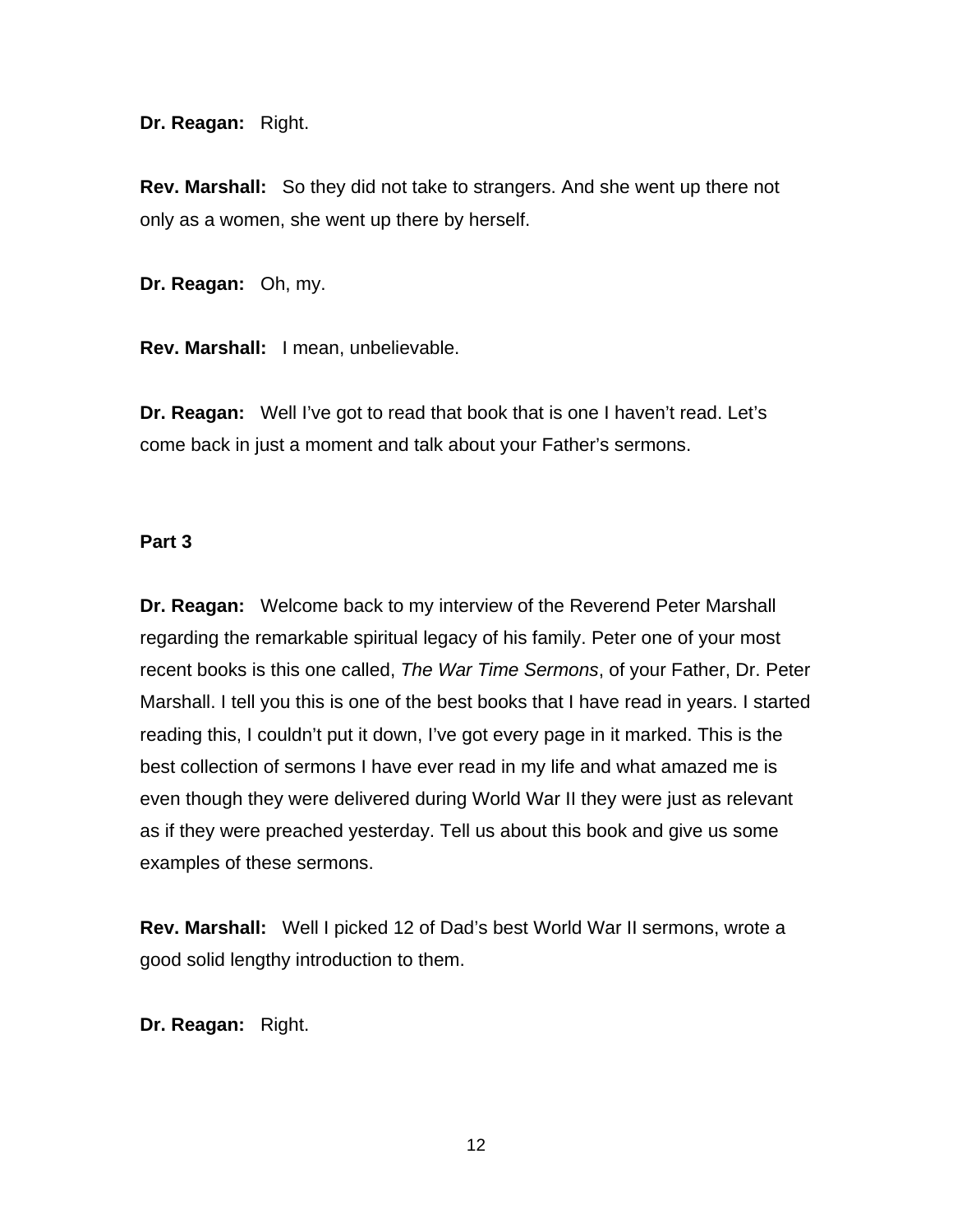**Dr. Reagan:** Right.

**Rev. Marshall:** So they did not take to strangers. And she went up there not only as a women, she went up there by herself.

**Dr. Reagan:** Oh, my.

**Rev. Marshall:** I mean, unbelievable.

**Dr. Reagan:** Well I've got to read that book that is one I haven't read. Let's come back in just a moment and talk about your Father's sermons.

**Part 3**

**Dr. Reagan:** Welcome back to my interview of the Reverend Peter Marshall regarding the remarkable spiritual legacy of his family. Peter one of your most recent books is this one called, *The War Time Sermons*, of your Father, Dr. Peter Marshall. I tell you this is one of the best books that I have read in years. I started reading this, I couldn't put it down, I've got every page in it marked. This is the best collection of sermons I have ever read in my life and what amazed me is even though they were delivered during World War II they were just as relevant as if they were preached yesterday. Tell us about this book and give us some examples of these sermons.

**Rev. Marshall:** Well I picked 12 of Dad's best World War II sermons, wrote a good solid lengthy introduction to them.

**Dr. Reagan:** Right.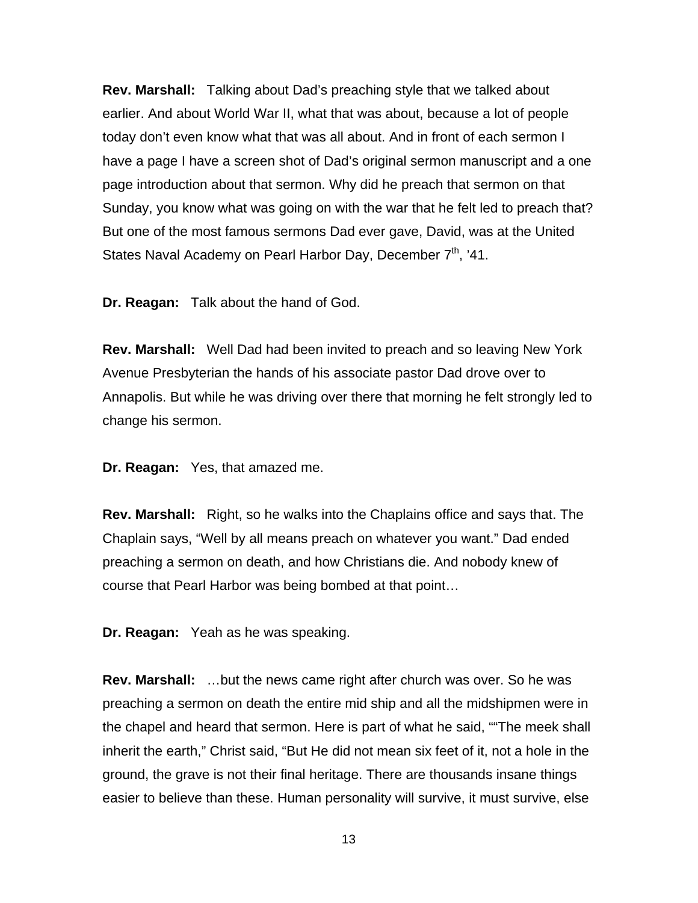**Rev. Marshall:** Talking about Dad's preaching style that we talked about earlier. And about World War II, what that was about, because a lot of people today don't even know what that was all about. And in front of each sermon I have a page I have a screen shot of Dad's original sermon manuscript and a one page introduction about that sermon. Why did he preach that sermon on that Sunday, you know what was going on with the war that he felt led to preach that? But one of the most famous sermons Dad ever gave, David, was at the United States Naval Academy on Pearl Harbor Day, December 7th, '41.

**Dr. Reagan:** Talk about the hand of God.

**Rev. Marshall:** Well Dad had been invited to preach and so leaving New York Avenue Presbyterian the hands of his associate pastor Dad drove over to Annapolis. But while he was driving over there that morning he felt strongly led to change his sermon.

**Dr. Reagan:** Yes, that amazed me.

**Rev. Marshall:** Right, so he walks into the Chaplains office and says that. The Chaplain says, "Well by all means preach on whatever you want." Dad ended preaching a sermon on death, and how Christians die. And nobody knew of course that Pearl Harbor was being bombed at that point…

**Dr. Reagan:** Yeah as he was speaking.

**Rev. Marshall:** …but the news came right after church was over. So he was preaching a sermon on death the entire mid ship and all the midshipmen were in the chapel and heard that sermon. Here is part of what he said, ""The meek shall inherit the earth," Christ said, "But He did not mean six feet of it, not a hole in the ground, the grave is not their final heritage. There are thousands insane things easier to believe than these. Human personality will survive, it must survive, else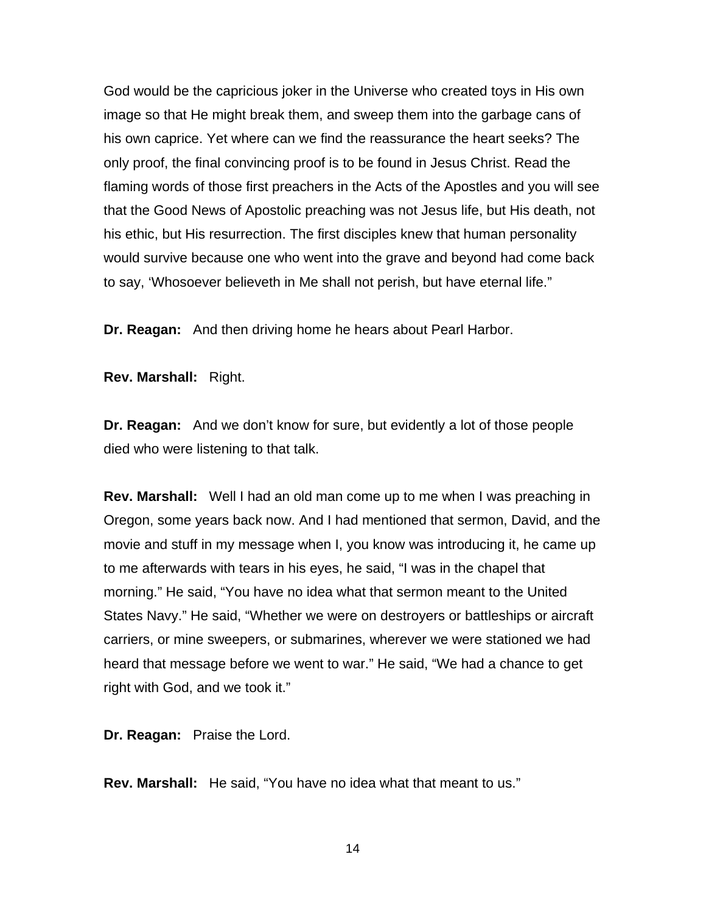God would be the capricious joker in the Universe who created toys in His own image so that He might break them, and sweep them into the garbage cans of his own caprice. Yet where can we find the reassurance the heart seeks? The only proof, the final convincing proof is to be found in Jesus Christ. Read the flaming words of those first preachers in the Acts of the Apostles and you will see that the Good News of Apostolic preaching was not Jesus life, but His death, not his ethic, but His resurrection. The first disciples knew that human personality would survive because one who went into the grave and beyond had come back to say, 'Whosoever believeth in Me shall not perish, but have eternal life."

**Dr. Reagan:** And then driving home he hears about Pearl Harbor.

**Rev. Marshall:** Right.

**Dr. Reagan:** And we don't know for sure, but evidently a lot of those people died who were listening to that talk.

**Rev. Marshall:** Well I had an old man come up to me when I was preaching in Oregon, some years back now. And I had mentioned that sermon, David, and the movie and stuff in my message when I, you know was introducing it, he came up to me afterwards with tears in his eyes, he said, "I was in the chapel that morning." He said, "You have no idea what that sermon meant to the United States Navy." He said, "Whether we were on destroyers or battleships or aircraft carriers, or mine sweepers, or submarines, wherever we were stationed we had heard that message before we went to war." He said, "We had a chance to get right with God, and we took it."

**Dr. Reagan:** Praise the Lord.

**Rev. Marshall:** He said, "You have no idea what that meant to us."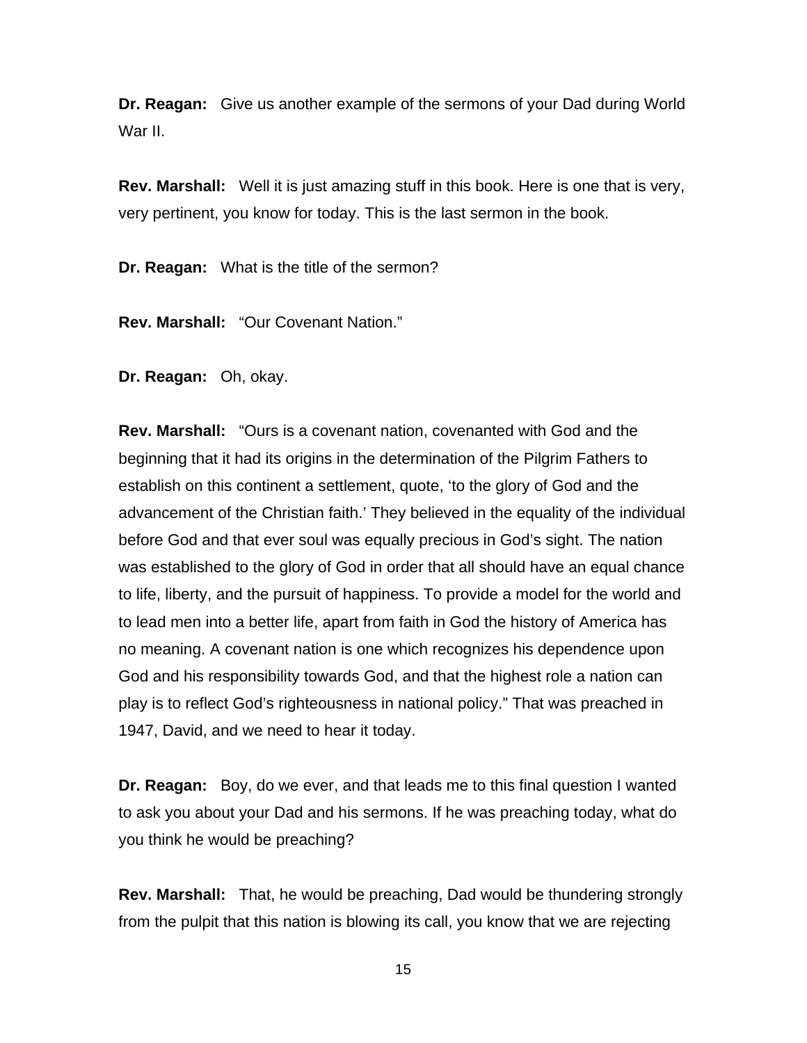**Dr. Reagan:** Give us another example of the sermons of your Dad during World War II.

**Rev. Marshall:** Well it is just amazing stuff in this book. Here is one that is very, very pertinent, you know for today. This is the last sermon in the book.

**Dr. Reagan:** What is the title of the sermon?

**Rev. Marshall:** "Our Covenant Nation."

**Dr. Reagan:** Oh, okay.

**Rev. Marshall:** "Ours is a covenant nation, covenanted with God and the beginning that it had its origins in the determination of the Pilgrim Fathers to establish on this continent a settlement, quote, 'to the glory of God and the advancement of the Christian faith.' They believed in the equality of the individual before God and that ever soul was equally precious in God's sight. The nation was established to the glory of God in order that all should have an equal chance to life, liberty, and the pursuit of happiness. To provide a model for the world and to lead men into a better life, apart from faith in God the history of America has no meaning. A covenant nation is one which recognizes his dependence upon God and his responsibility towards God, and that the highest role a nation can play is to reflect God's righteousness in national policy." That was preached in 1947, David, and we need to hear it today.

**Dr. Reagan:** Boy, do we ever, and that leads me to this final question I wanted to ask you about your Dad and his sermons. If he was preaching today, what do you think he would be preaching?

**Rev. Marshall:** That, he would be preaching, Dad would be thundering strongly from the pulpit that this nation is blowing its call, you know that we are rejecting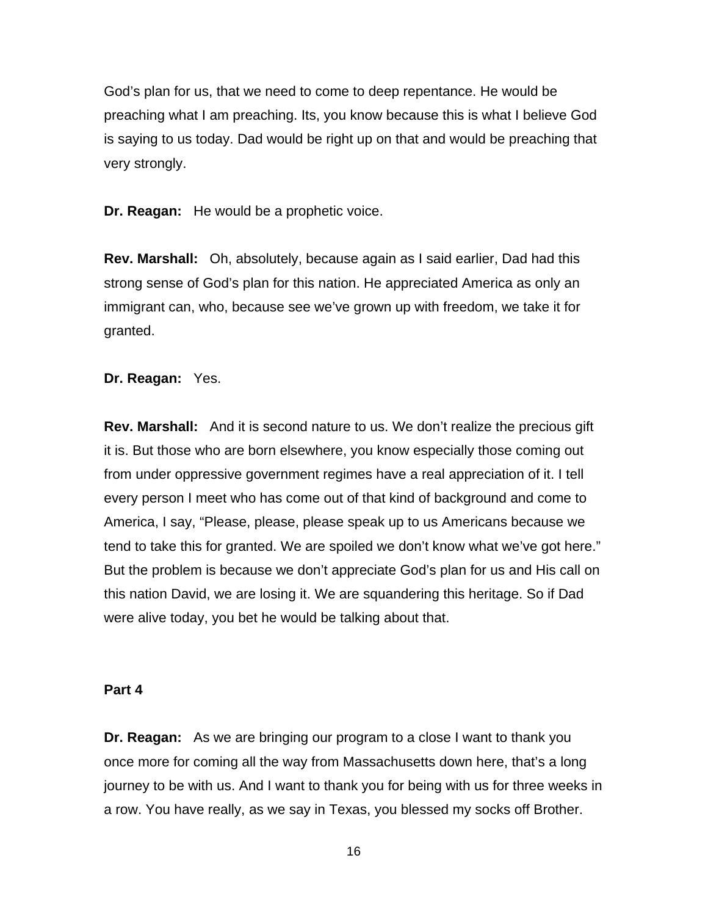God's plan for us, that we need to come to deep repentance. He would be preaching what I am preaching. Its, you know because this is what I believe God is saying to us today. Dad would be right up on that and would be preaching that very strongly.

**Dr. Reagan:** He would be a prophetic voice.

**Rev. Marshall:** Oh, absolutely, because again as I said earlier, Dad had this strong sense of God's plan for this nation. He appreciated America as only an immigrant can, who, because see we've grown up with freedom, we take it for granted.

**Dr. Reagan:** Yes.

**Rev. Marshall:** And it is second nature to us. We don't realize the precious gift it is. But those who are born elsewhere, you know especially those coming out from under oppressive government regimes have a real appreciation of it. I tell every person I meet who has come out of that kind of background and come to America, I say, "Please, please, please speak up to us Americans because we tend to take this for granted. We are spoiled we don't know what we've got here." But the problem is because we don't appreciate God's plan for us and His call on this nation David, we are losing it. We are squandering this heritage. So if Dad were alive today, you bet he would be talking about that.

**Part 4**

**Dr. Reagan:** As we are bringing our program to a close I want to thank you once more for coming all the way from Massachusetts down here, that's a long journey to be with us. And I want to thank you for being with us for three weeks in a row. You have really, as we say in Texas, you blessed my socks off Brother.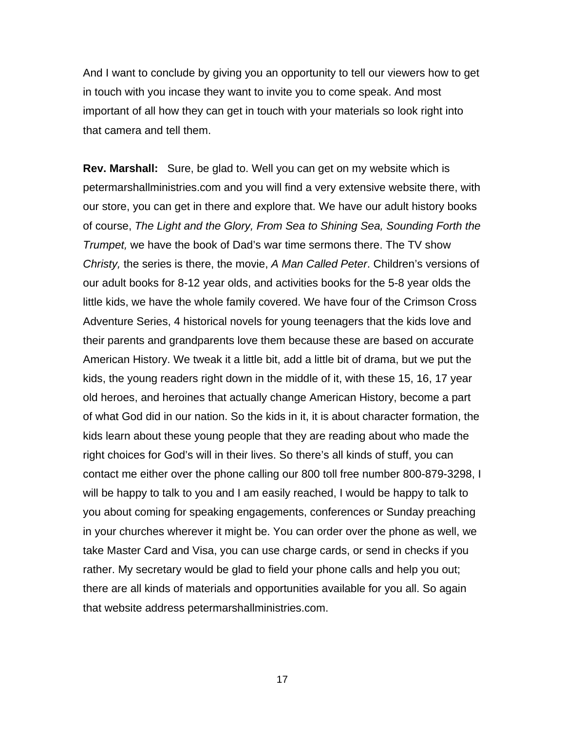And I want to conclude by giving you an opportunity to tell our viewers how to get in touch with you incase they want to invite you to come speak. And most important of all how they can get in touch with your materials so look right into that camera and tell them.

**Rev. Marshall:** Sure, be glad to. Well you can get on my website which is petermarshallministries.com and you will find a very extensive website there, with our store, you can get in there and explore that. We have our adult history books of course, *The Light and the Glory, From Sea to Shining Sea, Sounding Forth the Trumpet,* we have the book of Dad's war time sermons there. The TV show *Christy,* the series is there, the movie, *A Man Called Peter*. Children's versions of our adult books for 8-12 year olds, and activities books for the 5-8 year olds the little kids, we have the whole family covered. We have four of the Crimson Cross Adventure Series, 4 historical novels for young teenagers that the kids love and their parents and grandparents love them because these are based on accurate American History. We tweak it a little bit, add a little bit of drama, but we put the kids, the young readers right down in the middle of it, with these 15, 16, 17 year old heroes, and heroines that actually change American History, become a part of what God did in our nation. So the kids in it, it is about character formation, the kids learn about these young people that they are reading about who made the right choices for God's will in their lives. So there's all kinds of stuff, you can contact me either over the phone calling our 800 toll free number 800-879-3298, I will be happy to talk to you and I am easily reached, I would be happy to talk to you about coming for speaking engagements, conferences or Sunday preaching in your churches wherever it might be. You can order over the phone as well, we take Master Card and Visa, you can use charge cards, or send in checks if you rather. My secretary would be glad to field your phone calls and help you out; there are all kinds of materials and opportunities available for you all. So again that website address petermarshallministries.com.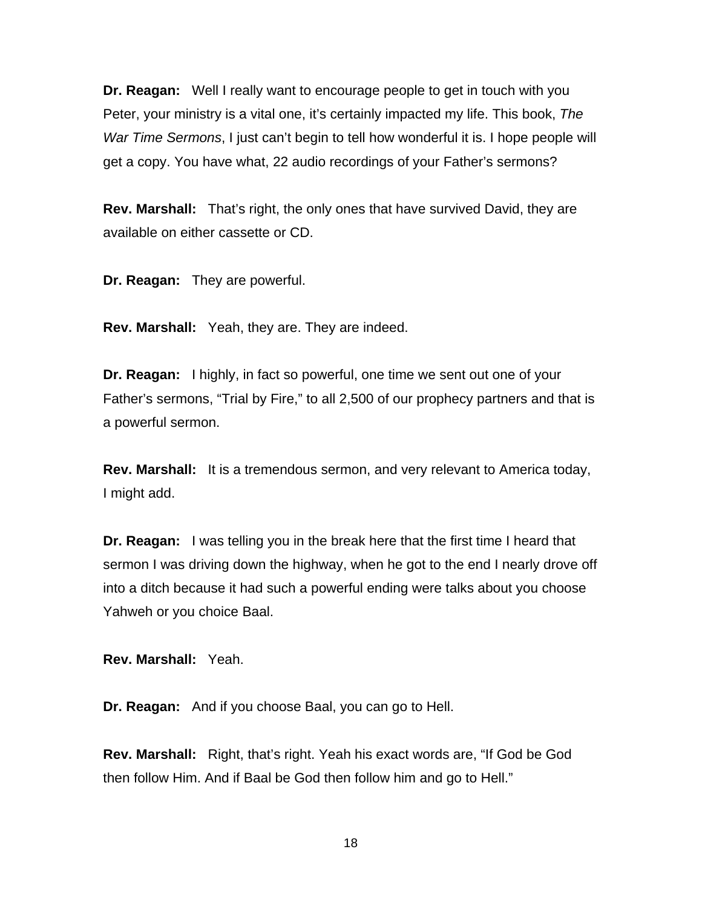**Dr. Reagan:** Well I really want to encourage people to get in touch with you Peter, your ministry is a vital one, it's certainly impacted my life. This book, *The War Time Sermons*, I just can't begin to tell how wonderful it is. I hope people will get a copy. You have what, 22 audio recordings of your Father's sermons?

**Rev. Marshall:** That's right, the only ones that have survived David, they are available on either cassette or CD.

**Dr. Reagan:** They are powerful.

**Rev. Marshall:** Yeah, they are. They are indeed.

**Dr. Reagan:** I highly, in fact so powerful, one time we sent out one of your Father's sermons, "Trial by Fire," to all 2,500 of our prophecy partners and that is a powerful sermon.

**Rev. Marshall:** It is a tremendous sermon, and very relevant to America today, I might add.

**Dr. Reagan:** I was telling you in the break here that the first time I heard that sermon I was driving down the highway, when he got to the end I nearly drove off into a ditch because it had such a powerful ending were talks about you choose Yahweh or you choice Baal.

**Rev. Marshall:** Yeah.

**Dr. Reagan:** And if you choose Baal, you can go to Hell.

**Rev. Marshall:** Right, that's right. Yeah his exact words are, "If God be God then follow Him. And if Baal be God then follow him and go to Hell."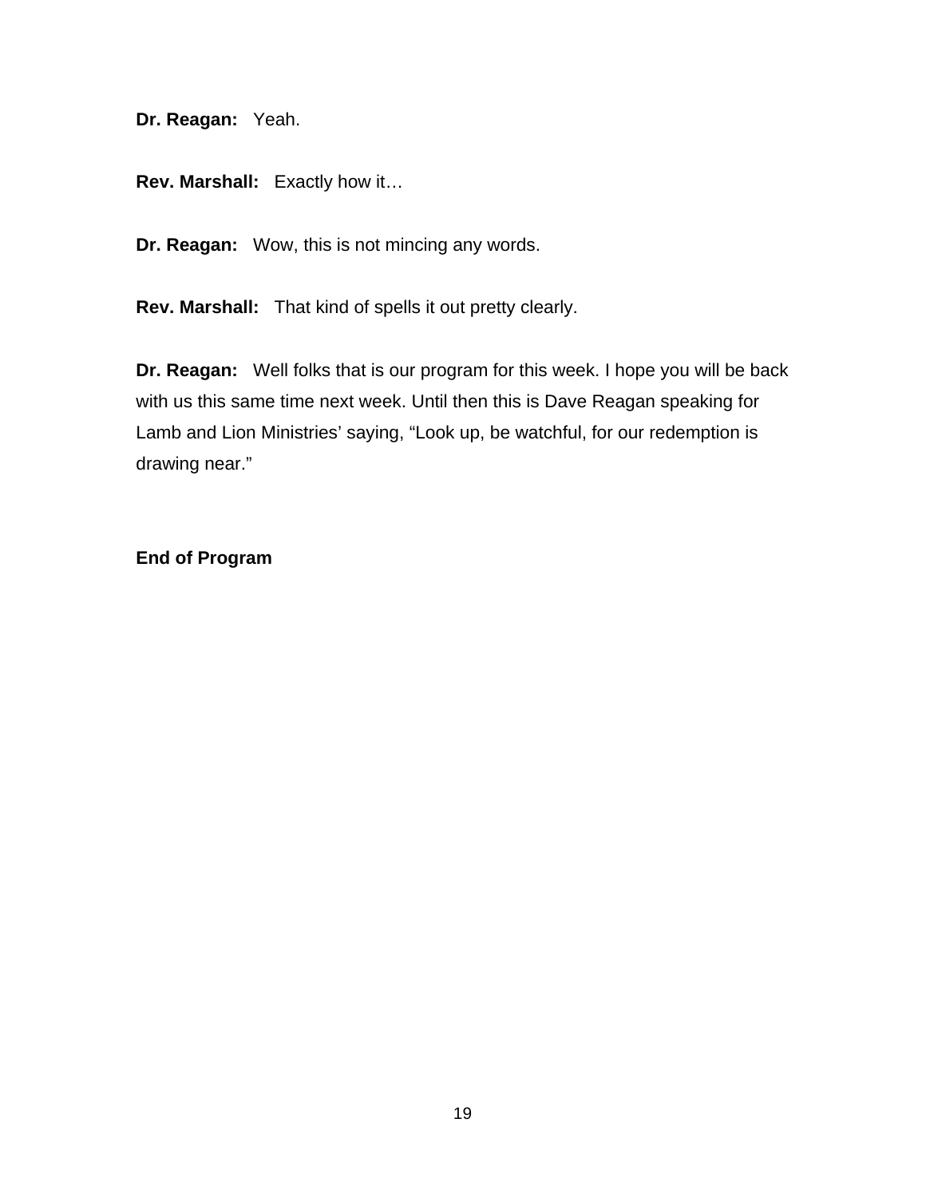**Dr. Reagan:** Yeah.

**Rev. Marshall:** Exactly how it…

**Dr. Reagan:** Wow, this is not mincing any words.

**Rev. Marshall:** That kind of spells it out pretty clearly.

**Dr. Reagan:** Well folks that is our program for this week. I hope you will be back with us this same time next week. Until then this is Dave Reagan speaking for Lamb and Lion Ministries' saying, "Look up, be watchful, for our redemption is drawing near."

**End of Program**